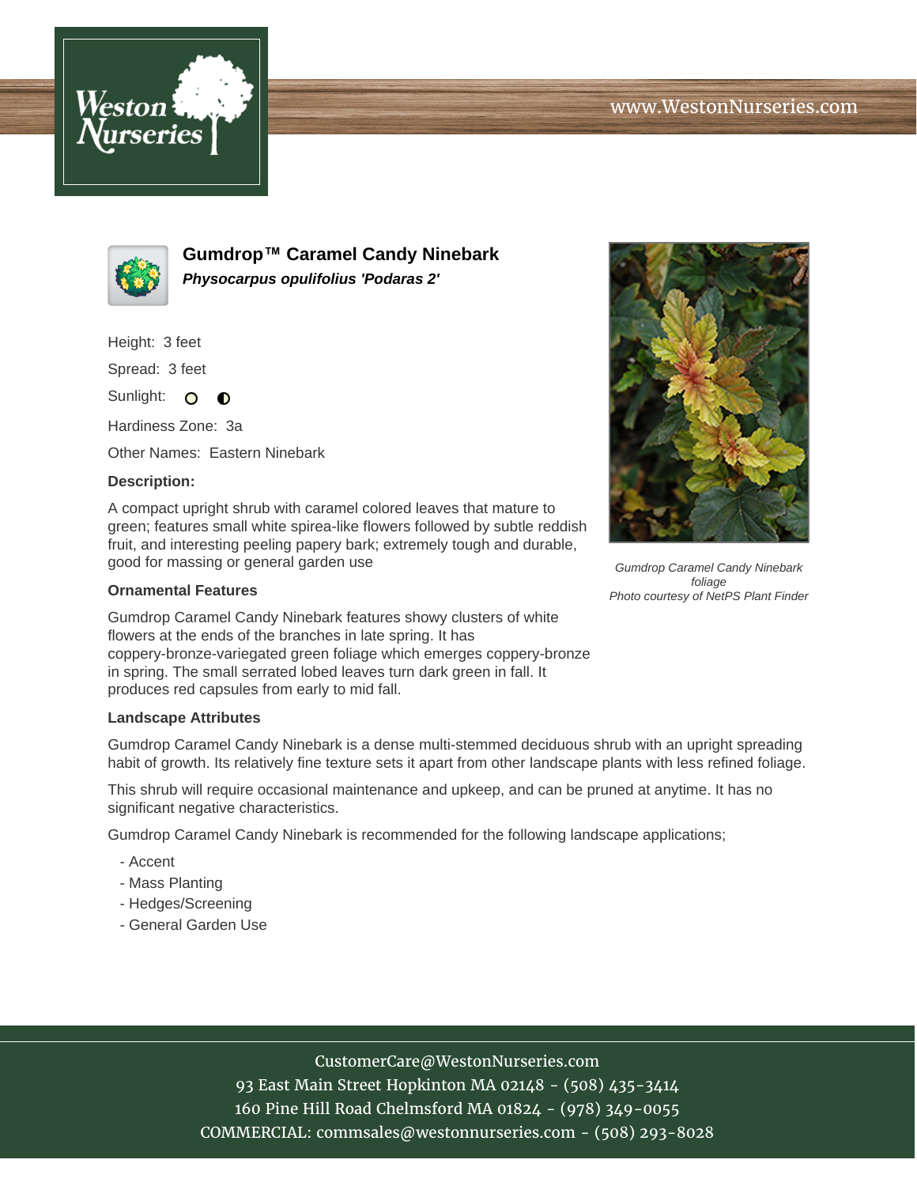www.WestonNurseries.com

# Gumdrop™ Caramel Candy Ninebark

***Physocarpus opulifolius 'Podaras 2'***

Height: 3 feet

Spread: 3 feet

Sunlight:

Hardiness Zone: 3a

Other Names: Eastern Ninebark

**Description:**

A compact upright shrub with caramel colored leaves that mature to green; features small white spirea-like flowers followed by subtle reddish fruit, and interesting peeling papery bark; extremely tough and durable, good for massing or general garden use

*Gumdrop Caramel Candy Ninebark foliage*
*Photo courtesy of NetPS Plant Finder*

### Ornamental Features

Gumdrop Caramel Candy Ninebark features showy clusters of white flowers at the ends of the branches in late spring. It has coppery-bronze-variegated green foliage which emerges coppery-bronze in spring. The small serrated lobed leaves turn dark green in fall. It produces red capsules from early to mid fall.

### Landscape Attributes

Gumdrop Caramel Candy Ninebark is a dense multi-stemmed deciduous shrub with an upright spreading habit of growth. Its relatively fine texture sets it apart from other landscape plants with less refined foliage.

This shrub will require occasional maintenance and upkeep, and can be pruned at anytime. It has no significant negative characteristics.

Gumdrop Caramel Candy Ninebark is recommended for the following landscape applications;

- Accent
- Mass Planting
- Hedges/Screening
- General Garden Use

CustomerCare@WestonNurseries.com
93 East Main Street Hopkinton MA 02148 - (508) 435-3414
160 Pine Hill Road Chelmsford MA 01824 - (978) 349-0055
COMMERCIAL: commsales@westonnurseries.com - (508) 293-8028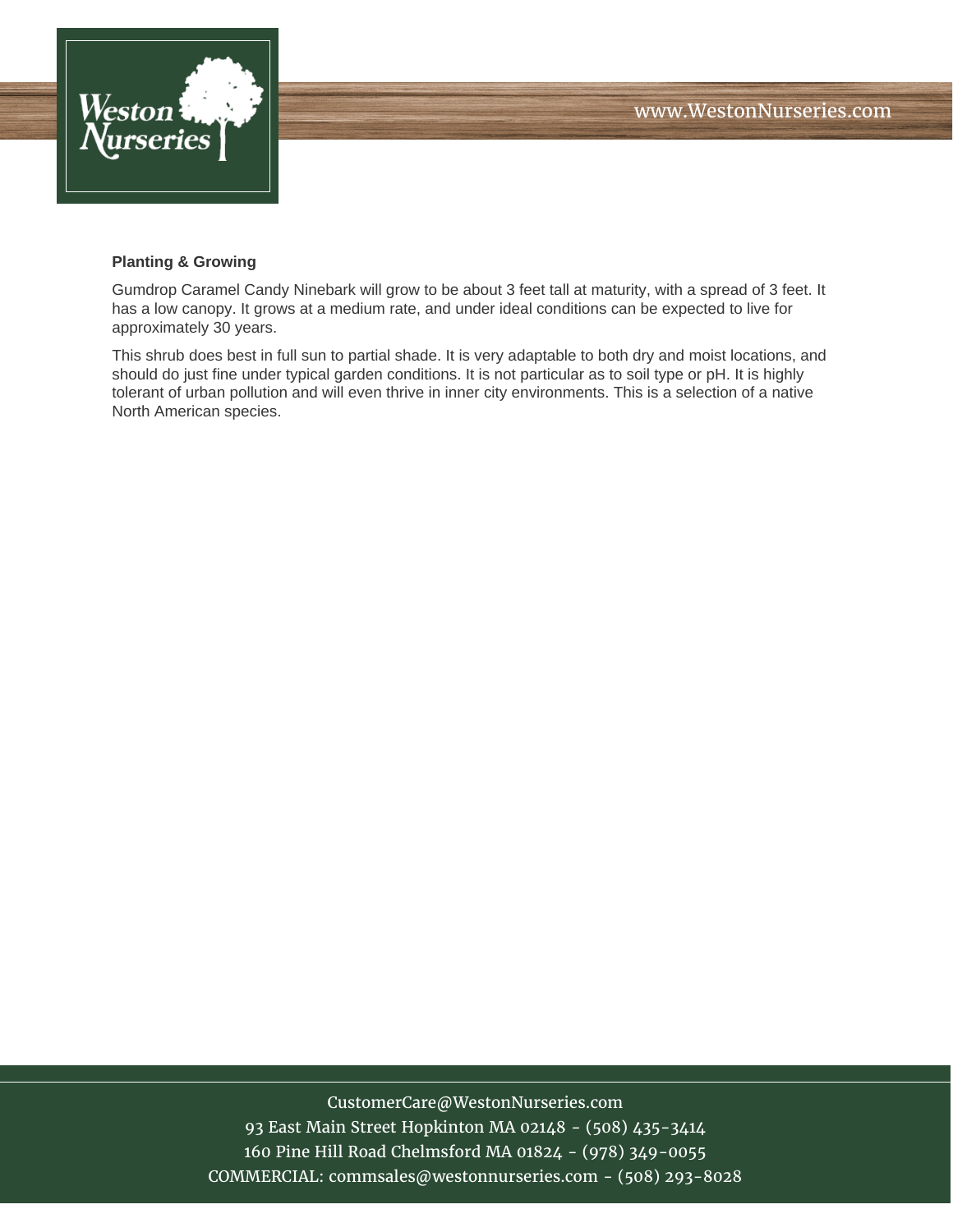### Planting & Growing

Gumdrop Caramel Candy Ninebark will grow to be about 3 feet tall at maturity, with a spread of 3 feet. It has a low canopy. It grows at a medium rate, and under ideal conditions can be expected to live for approximately 30 years.

This shrub does best in full sun to partial shade. It is very adaptable to both dry and moist locations, and should do just fine under typical garden conditions. It is not particular as to soil type or pH. It is highly tolerant of urban pollution and will even thrive in inner city environments. This is a selection of a native North American species.